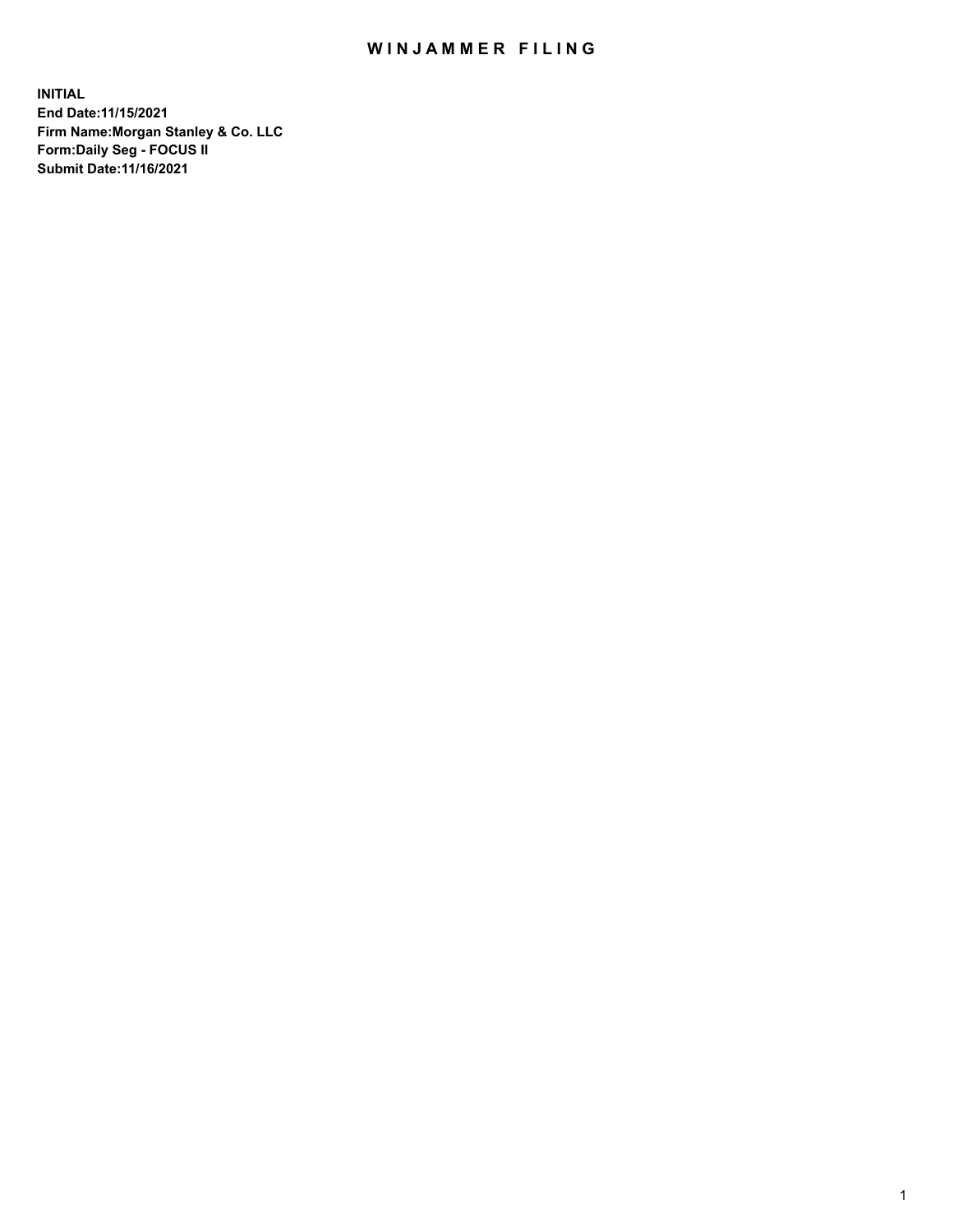# WINJAMMER FILING

**INITIAL**
**End Date:11/15/2021**
**Firm Name:Morgan Stanley & Co. LLC**
**Form:Daily Seg - FOCUS II**
**Submit Date:11/16/2021**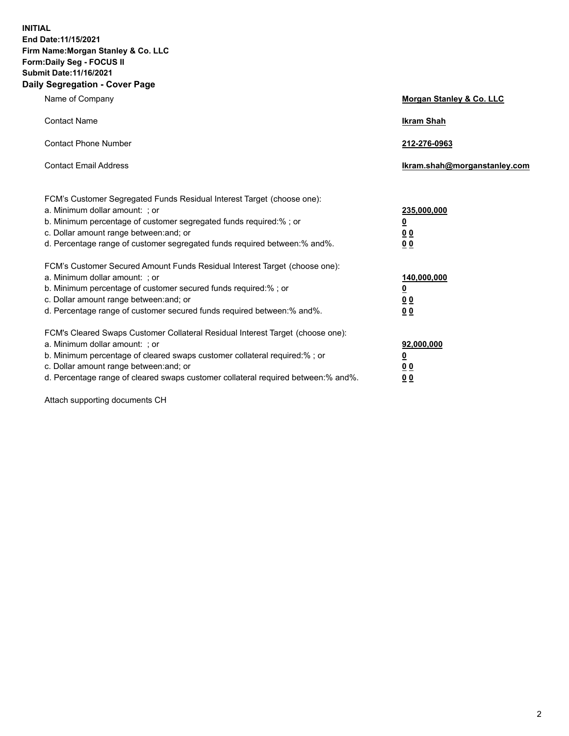**INITIAL**
**End Date:11/15/2021**
**Firm Name:Morgan Stanley & Co. LLC**
**Form:Daily Seg - FOCUS II**
**Submit Date:11/16/2021**

## Daily Segregation - Cover Page

| | |
|---|---|
| Name of Company | **Morgan Stanley & Co. LLC** |
| Contact Name | **Ikram Shah** |
| Contact Phone Number | **212-276-0963** |
| Contact Email Address | **Ikram.shah@morganstanley.com** |

FCM's Customer Segregated Funds Residual Interest Target (choose one):

| | |
|---|---|
| a. Minimum dollar amount: ; or | **235,000,000** |
| b. Minimum percentage of customer segregated funds required:% ; or | **0** |
| c. Dollar amount range between:and; or | **0 0** |
| d. Percentage range of customer segregated funds required between:% and%. | **0 0** |

FCM's Customer Secured Amount Funds Residual Interest Target (choose one):

| | |
|---|---|
| a. Minimum dollar amount: ; or | **140,000,000** |
| b. Minimum percentage of customer secured funds required:% ; or | **0** |
| c. Dollar amount range between:and; or | **0 0** |
| d. Percentage range of customer secured funds required between:% and%. | **0 0** |

FCM's Cleared Swaps Customer Collateral Residual Interest Target (choose one):

| | |
|---|---|
| a. Minimum dollar amount: ; or | **92,000,000** |
| b. Minimum percentage of cleared swaps customer collateral required:% ; or | **0** |
| c. Dollar amount range between:and; or | **0 0** |
| d. Percentage range of cleared swaps customer collateral required between:% and%. | **0 0** |

Attach supporting documents CH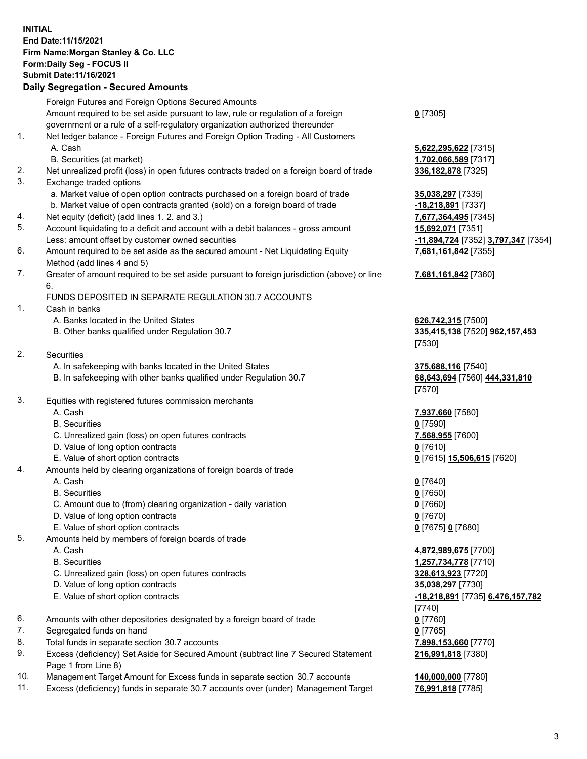**INITIAL**
**End Date:11/15/2021**
**Firm Name:Morgan Stanley & Co. LLC**
**Form:Daily Seg - FOCUS II**
**Submit Date:11/16/2021**

**Daily Segregation - Secured Amounts**

| | | |
|---|---|---|
| | Foreign Futures and Foreign Options Secured Amounts | |
| | Amount required to be set aside pursuant to law, rule or regulation of a foreign government or a rule of a self-regulatory organization authorized thereunder | **0** [7305] |
| 1. | Net ledger balance - Foreign Futures and Foreign Option Trading - All Customers | |
| | A. Cash | **5,622,295,622** [7315] |
| | B. Securities (at market) | **1,702,066,589** [7317] |
| 2. | Net unrealized profit (loss) in open futures contracts traded on a foreign board of trade | **336,182,878** [7325] |
| 3. | Exchange traded options | |
| | a. Market value of open option contracts purchased on a foreign board of trade | **35,038,297** [7335] |
| | b. Market value of open contracts granted (sold) on a foreign board of trade | **-18,218,891** [7337] |
| 4. | Net equity (deficit) (add lines 1. 2. and 3.) | **7,677,364,495** [7345] |
| 5. | Account liquidating to a deficit and account with a debit balances - gross amount | **15,692,071** [7351] |
| | Less: amount offset by customer owned securities | **-11,894,724** [7352] **3,797,347** [7354] |
| 6. | Amount required to be set aside as the secured amount - Net Liquidating Equity Method (add lines 4 and 5) | **7,681,161,842** [7355] |
| 7. | Greater of amount required to be set aside pursuant to foreign jurisdiction (above) or line 6. | **7,681,161,842** [7360] |
| | FUNDS DEPOSITED IN SEPARATE REGULATION 30.7 ACCOUNTS | |
| 1. | Cash in banks | |
| | A. Banks located in the United States | **626,742,315** [7500] |
| | B. Other banks qualified under Regulation 30.7 | **335,415,138** [7520] **962,157,453** [7530] |
| 2. | Securities | |
| | A. In safekeeping with banks located in the United States | **375,688,116** [7540] |
| | B. In safekeeping with other banks qualified under Regulation 30.7 | **68,643,694** [7560] **444,331,810** [7570] |
| 3. | Equities with registered futures commission merchants | |
| | A. Cash | **7,937,660** [7580] |
| | B. Securities | **0** [7590] |
| | C. Unrealized gain (loss) on open futures contracts | **7,568,955** [7600] |
| | D. Value of long option contracts | **0** [7610] |
| | E. Value of short option contracts | **0** [7615] **15,506,615** [7620] |
| 4. | Amounts held by clearing organizations of foreign boards of trade | |
| | A. Cash | **0** [7640] |
| | B. Securities | **0** [7650] |
| | C. Amount due to (from) clearing organization - daily variation | **0** [7660] |
| | D. Value of long option contracts | **0** [7670] |
| | E. Value of short option contracts | **0** [7675] **0** [7680] |
| 5. | Amounts held by members of foreign boards of trade | |
| | A. Cash | **4,872,989,675** [7700] |
| | B. Securities | **1,257,734,778** [7710] |
| | C. Unrealized gain (loss) on open futures contracts | **328,613,923** [7720] |
| | D. Value of long option contracts | **35,038,297** [7730] |
| | E. Value of short option contracts | **-18,218,891** [7735] **6,476,157,782** [7740] |
| 6. | Amounts with other depositories designated by a foreign board of trade | **0** [7760] |
| 7. | Segregated funds on hand | **0** [7765] |
| 8. | Total funds in separate section 30.7 accounts | **7,898,153,660** [7770] |
| 9. | Excess (deficiency) Set Aside for Secured Amount (subtract line 7 Secured Statement Page 1 from Line 8) | **216,991,818** [7380] |
| 10. | Management Target Amount for Excess funds in separate section 30.7 accounts | **140,000,000** [7780] |
| 11. | Excess (deficiency) funds in separate 30.7 accounts over (under) Management Target | **76,991,818** [7785] |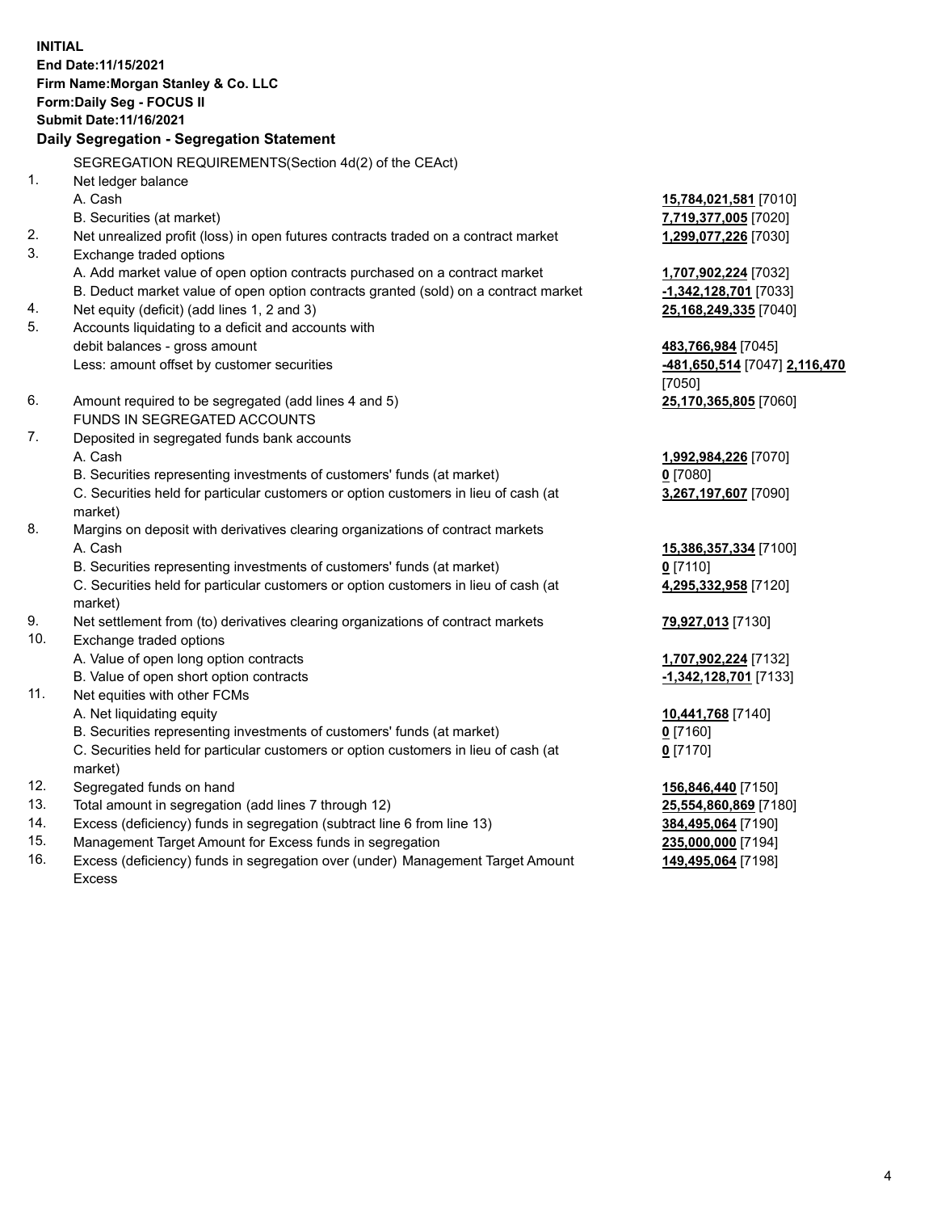**INITIAL**
**End Date:11/15/2021**
**Firm Name:Morgan Stanley & Co. LLC**
**Form:Daily Seg - FOCUS II**
**Submit Date:11/16/2021**

**Daily Segregation - Segregation Statement**

| | | |
|---|---|---|
| | SEGREGATION REQUIREMENTS(Section 4d(2) of the CEAct) | |
| 1. | Net ledger balance | |
| | A. Cash | **15,784,021,581** [7010] |
| | B. Securities (at market) | **7,719,377,005** [7020] |
| 2. | Net unrealized profit (loss) in open futures contracts traded on a contract market | **1,299,077,226** [7030] |
| 3. | Exchange traded options | |
| | A. Add market value of open option contracts purchased on a contract market | **1,707,902,224** [7032] |
| | B. Deduct market value of open option contracts granted (sold) on a contract market | **-1,342,128,701** [7033] |
| 4. | Net equity (deficit) (add lines 1, 2 and 3) | **25,168,249,335** [7040] |
| 5. | Accounts liquidating to a deficit and accounts with debit balances - gross amount | **483,766,984** [7045] |
| | Less: amount offset by customer securities | **-481,650,514** [7047] **2,116,470** [7050] |
| 6. | Amount required to be segregated (add lines 4 and 5) | **25,170,365,805** [7060] |
| | FUNDS IN SEGREGATED ACCOUNTS | |
| 7. | Deposited in segregated funds bank accounts | |
| | A. Cash | **1,992,984,226** [7070] |
| | B. Securities representing investments of customers' funds (at market) | **0** [7080] |
| | C. Securities held for particular customers or option customers in lieu of cash (at market) | **3,267,197,607** [7090] |
| 8. | Margins on deposit with derivatives clearing organizations of contract markets | |
| | A. Cash | **15,386,357,334** [7100] |
| | B. Securities representing investments of customers' funds (at market) | **0** [7110] |
| | C. Securities held for particular customers or option customers in lieu of cash (at market) | **4,295,332,958** [7120] |
| 9. | Net settlement from (to) derivatives clearing organizations of contract markets | **79,927,013** [7130] |
| 10. | Exchange traded options | |
| | A. Value of open long option contracts | **1,707,902,224** [7132] |
| | B. Value of open short option contracts | **-1,342,128,701** [7133] |
| 11. | Net equities with other FCMs | |
| | A. Net liquidating equity | **10,441,768** [7140] |
| | B. Securities representing investments of customers' funds (at market) | **0** [7160] |
| | C. Securities held for particular customers or option customers in lieu of cash (at market) | **0** [7170] |
| 12. | Segregated funds on hand | **156,846,440** [7150] |
| 13. | Total amount in segregation (add lines 7 through 12) | **25,554,860,869** [7180] |
| 14. | Excess (deficiency) funds in segregation (subtract line 6 from line 13) | **384,495,064** [7190] |
| 15. | Management Target Amount for Excess funds in segregation | **235,000,000** [7194] |
| 16. | Excess (deficiency) funds in segregation over (under) Management Target Amount Excess | **149,495,064** [7198] |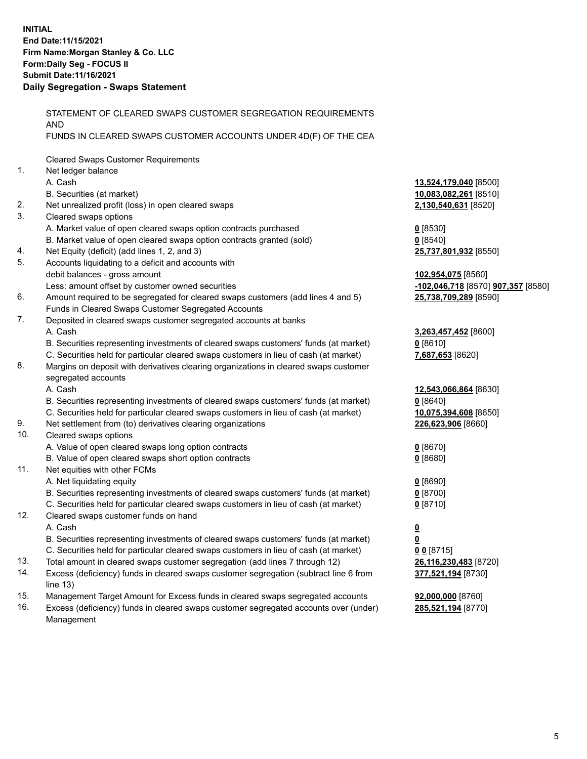**INITIAL**
**End Date:11/15/2021**
**Firm Name:Morgan Stanley & Co. LLC**
**Form:Daily Seg - FOCUS II**
**Submit Date:11/16/2021**
**Daily Segregation - Swaps Statement**

STATEMENT OF CLEARED SWAPS CUSTOMER SEGREGATION REQUIREMENTS AND FUNDS IN CLEARED SWAPS CUSTOMER ACCOUNTS UNDER 4D(F) OF THE CEA

| | | |
|---|---|---|
| | Cleared Swaps Customer Requirements | |
| 1. | Net ledger balance | |
| | A. Cash | **13,524,179,040** [8500] |
| | B. Securities (at market) | **10,083,082,261** [8510] |
| 2. | Net unrealized profit (loss) in open cleared swaps | **2,130,540,631** [8520] |
| 3. | Cleared swaps options | |
| | A. Market value of open cleared swaps option contracts purchased | **0** [8530] |
| | B. Market value of open cleared swaps option contracts granted (sold) | **0** [8540] |
| 4. | Net Equity (deficit) (add lines 1, 2, and 3) | **25,737,801,932** [8550] |
| 5. | Accounts liquidating to a deficit and accounts with debit balances - gross amount | **102,954,075** [8560] |
| | Less: amount offset by customer owned securities | **-102,046,718** [8570] **907,357** [8580] |
| 6. | Amount required to be segregated for cleared swaps customers (add lines 4 and 5) | **25,738,709,289** [8590] |
| | Funds in Cleared Swaps Customer Segregated Accounts | |
| 7. | Deposited in cleared swaps customer segregated accounts at banks | |
| | A. Cash | **3,263,457,452** [8600] |
| | B. Securities representing investments of cleared swaps customers' funds (at market) | **0** [8610] |
| | C. Securities held for particular cleared swaps customers in lieu of cash (at market) | **7,687,653** [8620] |
| 8. | Margins on deposit with derivatives clearing organizations in cleared swaps customer segregated accounts | |
| | A. Cash | **12,543,066,864** [8630] |
| | B. Securities representing investments of cleared swaps customers' funds (at market) | **0** [8640] |
| | C. Securities held for particular cleared swaps customers in lieu of cash (at market) | **10,075,394,608** [8650] |
| 9. | Net settlement from (to) derivatives clearing organizations | **226,623,906** [8660] |
| 10. | Cleared swaps options | |
| | A. Value of open cleared swaps long option contracts | **0** [8670] |
| | B. Value of open cleared swaps short option contracts | **0** [8680] |
| 11. | Net equities with other FCMs | |
| | A. Net liquidating equity | **0** [8690] |
| | B. Securities representing investments of cleared swaps customers' funds (at market) | **0** [8700] |
| | C. Securities held for particular cleared swaps customers in lieu of cash (at market) | **0** [8710] |
| 12. | Cleared swaps customer funds on hand | |
| | A. Cash | **0** |
| | B. Securities representing investments of cleared swaps customers' funds (at market) | **0** |
| | C. Securities held for particular cleared swaps customers in lieu of cash (at market) | **0** **0** [8715] |
| 13. | Total amount in cleared swaps customer segregation (add lines 7 through 12) | **26,116,230,483** [8720] |
| 14. | Excess (deficiency) funds in cleared swaps customer segregation (subtract line 6 from line 13) | **377,521,194** [8730] |
| 15. | Management Target Amount for Excess funds in cleared swaps segregated accounts | **92,000,000** [8760] |
| 16. | Excess (deficiency) funds in cleared swaps customer segregated accounts over (under) Management | **285,521,194** [8770] |